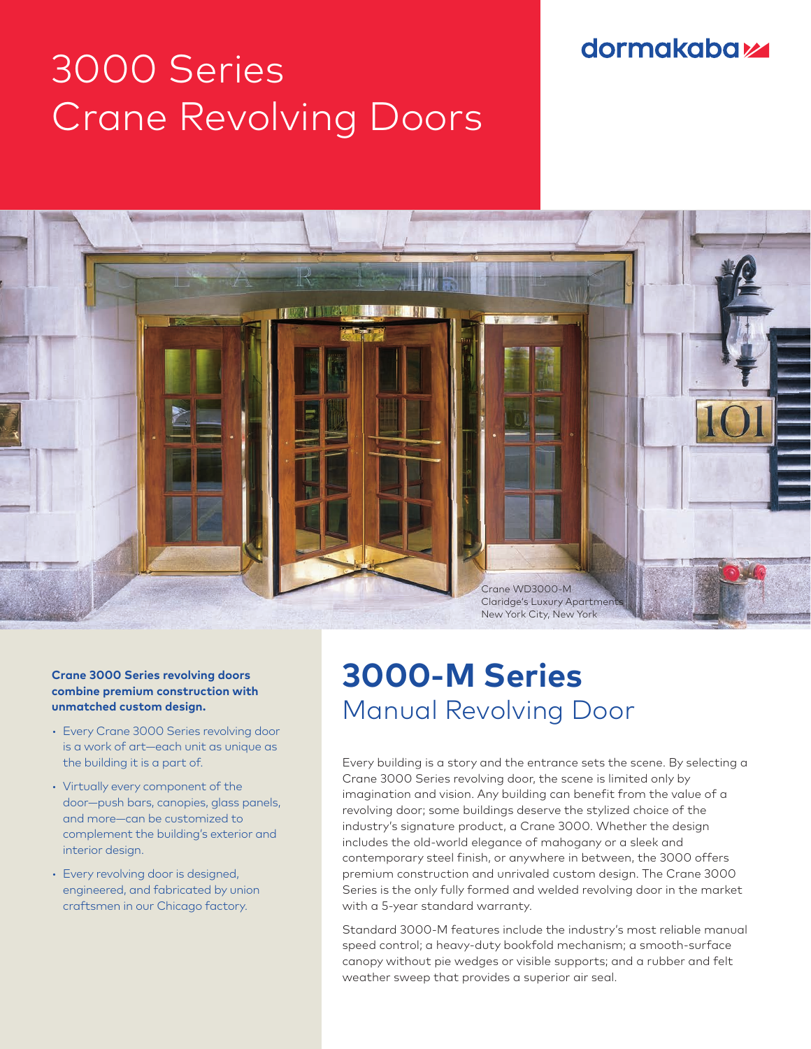dormakaba

# 3000 Series Crane Revolving Doors

Crane WD3000-M
Claridge's Luxury Apartments
New York City, New York

**Crane 3000 Series revolving doors combine premium construction with unmatched custom design.**

- Every Crane 3000 Series revolving door is a work of art—each unit as unique as the building it is a part of.
- Virtually every component of the door—push bars, canopies, glass panels, and more—can be customized to complement the building's exterior and interior design.
- Every revolving door is designed, engineered, and fabricated by union craftsmen in our Chicago factory.

## 3000-M Series
### Manual Revolving Door

Every building is a story and the entrance sets the scene. By selecting a Crane 3000 Series revolving door, the scene is limited only by imagination and vision. Any building can benefit from the value of a revolving door; some buildings deserve the stylized choice of the industry's signature product, a Crane 3000. Whether the design includes the old-world elegance of mahogany or a sleek and contemporary steel finish, or anywhere in between, the 3000 offers premium construction and unrivaled custom design. The Crane 3000 Series is the only fully formed and welded revolving door in the market with a 5-year standard warranty.

Standard 3000-M features include the industry's most reliable manual speed control; a heavy-duty bookfold mechanism; a smooth-surface canopy without pie wedges or visible supports; and a rubber and felt weather sweep that provides a superior air seal.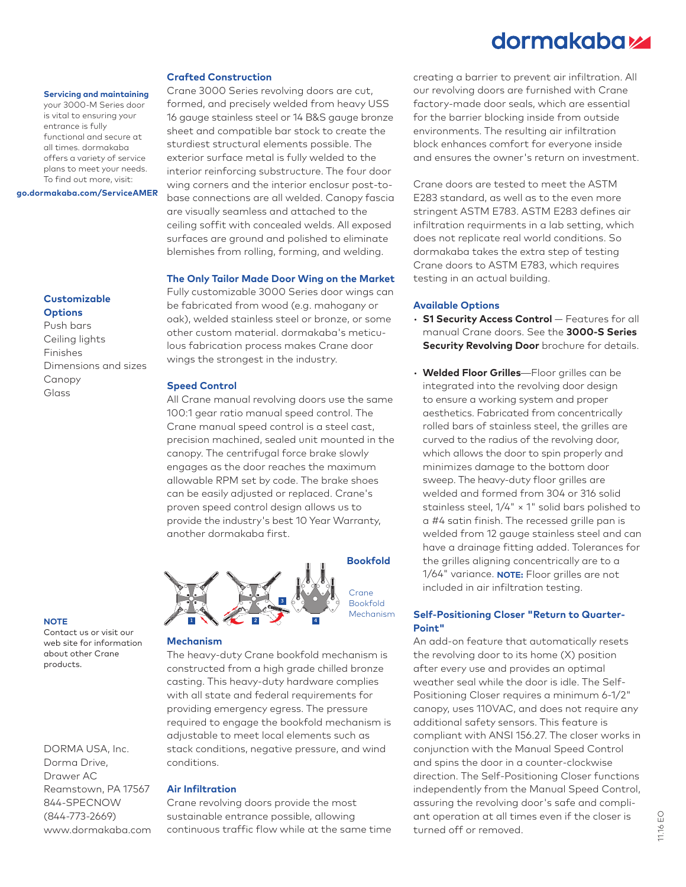**Servicing and maintaining** your 3000-M Series door is vital to ensuring your entrance is fully functional and secure at all times. dormakaba offers a variety of service plans to meet your needs. To find out more, visit:

**go.dormakaba.com/ServiceAMER**

### Customizable Options

Push bars
Ceiling lights
Finishes
Dimensions and sizes
Canopy
Glass

### NOTE

Contact us or visit our web site for information about other Crane products.

DORMA USA, Inc.
Dorma Drive,
Drawer AC
Reamstown, PA 17567
844-SPECNOW
(844-773-2669)
www.dormakaba.com

### Crafted Construction

Crane 3000 Series revolving doors are cut, formed, and precisely welded from heavy USS 16 gauge stainless steel or 14 B&S gauge bronze sheet and compatible bar stock to create the sturdiest structural elements possible. The exterior surface metal is fully welded to the interior reinforcing substructure. The four door wing corners and the interior enclosur post-to-base connections are all welded. Canopy fascia are visually seamless and attached to the ceiling soffit with concealed welds. All exposed surfaces are ground and polished to eliminate blemishes from rolling, forming, and welding.

### The Only Tailor Made Door Wing on the Market

Fully customizable 3000 Series door wings can be fabricated from wood (e.g. mahogany or oak), welded stainless steel or bronze, or some other custom material. dormakaba's meticu-lous fabrication process makes Crane door wings the strongest in the industry.

### Speed Control

All Crane manual revolving doors use the same 100:1 gear ratio manual speed control. The Crane manual speed control is a steel cast, precision machined, sealed unit mounted in the canopy. The centrifugal force brake slowly engages as the door reaches the maximum allowable RPM set by code. The brake shoes can be easily adjusted or replaced. Crane's proven speed control design allows us to provide the industry's best 10 Year Warranty, another dormakaba first.

### Bookfold

1
2
3
4

Crane Bookfold Mechanism

### Mechanism

The heavy-duty Crane bookfold mechanism is constructed from a high grade chilled bronze casting. This heavy-duty hardware complies with all state and federal requirements for providing emergency egress. The pressure required to engage the bookfold mechanism is adjustable to meet local elements such as stack conditions, negative pressure, and wind conditions.

### Air Infiltration

Crane revolving doors provide the most sustainable entrance possible, allowing continuous traffic flow while at the same time creating a barrier to prevent air infiltration. All our revolving doors are furnished with Crane factory-made door seals, which are essential for the barrier blocking inside from outside environments. The resulting air infiltration block enhances comfort for everyone inside and ensures the owner's return on investment.

Crane doors are tested to meet the ASTM E283 standard, as well as to the even more stringent ASTM E783. ASTM E283 defines air infiltration requirments in a lab setting, which does not replicate real world conditions. So dormakaba takes the extra step of testing Crane doors to ASTM E783, which requires testing in an actual building.

### Available Options

- **S1 Security Access Control** — Features for all manual Crane doors. See the **3000-S Series Security Revolving Door** brochure for details.

- **Welded Floor Grilles**—Floor grilles can be integrated into the revolving door design to ensure a working system and proper aesthetics. Fabricated from concentrically rolled bars of stainless steel, the grilles are curved to the radius of the revolving door, which allows the door to spin properly and minimizes damage to the bottom door sweep. The heavy-duty floor grilles are welded and formed from 304 or 316 solid stainless steel, 1/4" × 1" solid bars polished to a #4 satin finish. The recessed grille pan is welded from 12 gauge stainless steel and can have a drainage fitting added. Tolerances for the grilles aligning concentrically are to a 1/64" variance. **NOTE:** Floor grilles are not included in air infiltration testing.

### Self-Positioning Closer "Return to Quarter-Point"

An add-on feature that automatically resets the revolving door to its home (X) position after every use and provides an optimal weather seal while the door is idle. The Self-Positioning Closer requires a minimum 6-1/2" canopy, uses 110VAC, and does not require any additional safety sensors. This feature is compliant with ANSI 156.27. The closer works in conjunction with the Manual Speed Control and spins the door in a counter-clockwise direction. The Self-Positioning Closer functions independently from the Manual Speed Control, assuring the revolving door's safe and compli-ant operation at all times even if the closer is turned off or removed.

11.16 EO